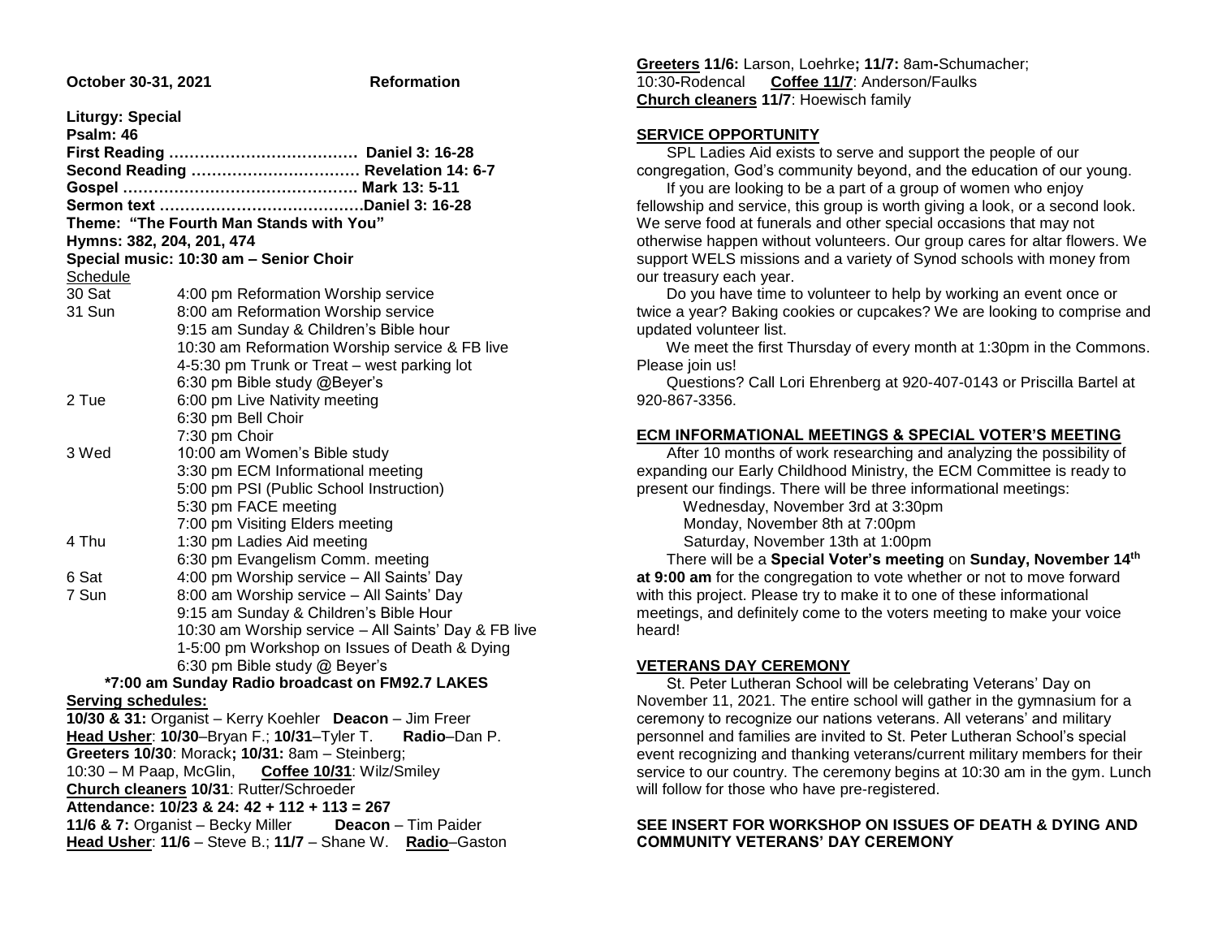**October 30-31, 2021 — Reformation**

**Liturgy: Special**
**Psalm: 46**
**First Reading ……………………………… Daniel 3: 16-28**
**Second Reading …………………………… Revelation 14: 6-7**
**Gospel ……………………………………… Mark 13: 5-11**
**Sermon text …………………………………Daniel 3: 16-28**
**Theme: "The Fourth Man Stands with You"**
**Hymns: 382, 204, 201, 474**
**Special music: 10:30 am – Senior Choir**

Schedule

| | |
|---|---|
| 30 Sat | 4:00 pm Reformation Worship service |
| 31 Sun | 8:00 am Reformation Worship service |
| | 9:15 am Sunday & Children's Bible hour |
| | 10:30 am Reformation Worship service & FB live |
| | 4-5:30 pm Trunk or Treat – west parking lot |
| | 6:30 pm Bible study @Beyer's |
| 2 Tue | 6:00 pm Live Nativity meeting |
| | 6:30 pm Bell Choir |
| | 7:30 pm Choir |
| 3 Wed | 10:00 am Women's Bible study |
| | 3:30 pm ECM Informational meeting |
| | 5:00 pm PSI (Public School Instruction) |
| | 5:30 pm FACE meeting |
| | 7:00 pm Visiting Elders meeting |
| 4 Thu | 1:30 pm Ladies Aid meeting |
| | 6:30 pm Evangelism Comm. meeting |
| 6 Sat | 4:00 pm Worship service – All Saints' Day |
| 7 Sun | 8:00 am Worship service – All Saints' Day |
| | 9:15 am Sunday & Children's Bible Hour |
| | 10:30 am Worship service – All Saints' Day & FB live |
| | 1-5:00 pm Workshop on Issues of Death & Dying |
| | 6:30 pm Bible study @ Beyer's |

**\*7:00 am Sunday Radio broadcast on FM92.7 LAKES**

**Serving schedules:**
**10/30 & 31:** Organist – Kerry Koehler **Deacon** – Jim Freer
**Head Usher**: **10/30**–Bryan F.; **10/31**–Tyler T. **Radio**–Dan P.
**Greeters 10/30**: Morack**; 10/31:** 8am – Steinberg;
10:30 – M Paap, McGlin, **Coffee 10/31**: Wilz/Smiley
**Church cleaners 10/31**: Rutter/Schroeder
**Attendance: 10/23 & 24: 42 + 112 + 113 = 267**
**11/6 & 7:** Organist – Becky Miller **Deacon** – Tim Paider
**Head Usher**: **11/6** – Steve B.; **11/7** – Shane W. **Radio**–Gaston
**Greeters 11/6:** Larson, Loehrke**; 11/7:** 8am-Schumacher;
10:30-Rodencal **Coffee 11/7**: Anderson/Faulks
**Church cleaners 11/7**: Hoewisch family

## SERVICE OPPORTUNITY

SPL Ladies Aid exists to serve and support the people of our congregation, God's community beyond, and the education of our young.

If you are looking to be a part of a group of women who enjoy fellowship and service, this group is worth giving a look, or a second look. We serve food at funerals and other special occasions that may not otherwise happen without volunteers. Our group cares for altar flowers. We support WELS missions and a variety of Synod schools with money from our treasury each year.

Do you have time to volunteer to help by working an event once or twice a year? Baking cookies or cupcakes? We are looking to comprise and updated volunteer list.

We meet the first Thursday of every month at 1:30pm in the Commons. Please join us!

Questions? Call Lori Ehrenberg at 920-407-0143 or Priscilla Bartel at 920-867-3356.

## ECM INFORMATIONAL MEETINGS & SPECIAL VOTER'S MEETING

After 10 months of work researching and analyzing the possibility of expanding our Early Childhood Ministry, the ECM Committee is ready to present our findings. There will be three informational meetings:

Wednesday, November 3rd at 3:30pm
Monday, November 8th at 7:00pm
Saturday, November 13th at 1:00pm

There will be a **Special Voter's meeting** on **Sunday, November 14th at 9:00 am** for the congregation to vote whether or not to move forward with this project. Please try to make it to one of these informational meetings, and definitely come to the voters meeting to make your voice heard!

## VETERANS DAY CEREMONY

St. Peter Lutheran School will be celebrating Veterans' Day on November 11, 2021. The entire school will gather in the gymnasium for a ceremony to recognize our nations veterans. All veterans' and military personnel and families are invited to St. Peter Lutheran School's special event recognizing and thanking veterans/current military members for their service to our country. The ceremony begins at 10:30 am in the gym. Lunch will follow for those who have pre-registered.

**SEE INSERT FOR WORKSHOP ON ISSUES OF DEATH & DYING AND COMMUNITY VETERANS' DAY CEREMONY**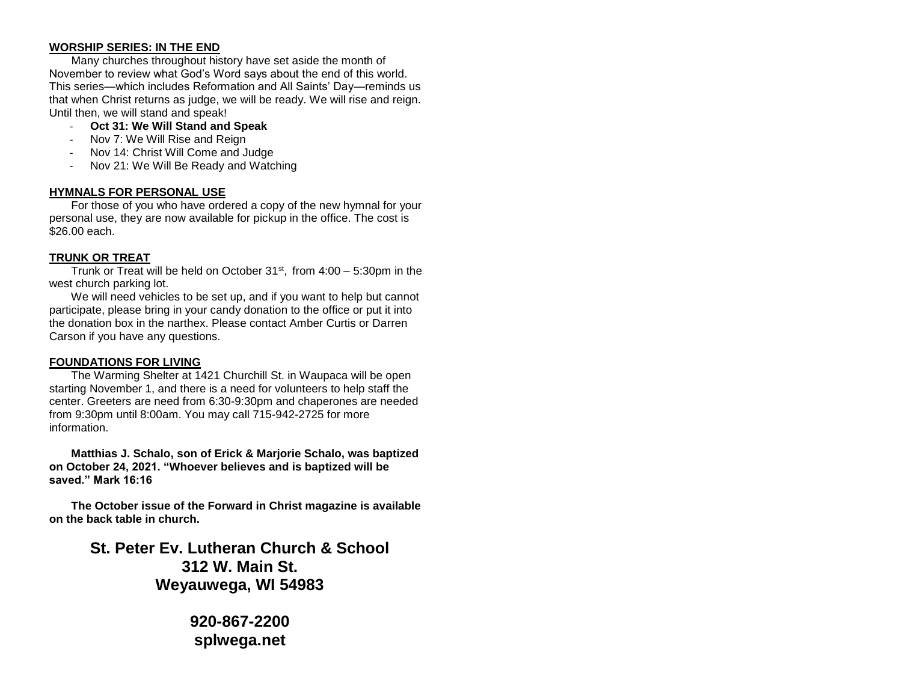**WORSHIP SERIES: IN THE END**

Many churches throughout history have set aside the month of November to review what God's Word says about the end of this world. This series—which includes Reformation and All Saints' Day—reminds us that when Christ returns as judge, we will be ready. We will rise and reign. Until then, we will stand and speak!

- **Oct 31: We Will Stand and Speak**
- Nov 7: We Will Rise and Reign
- Nov 14: Christ Will Come and Judge
- Nov 21: We Will Be Ready and Watching

**HYMNALS FOR PERSONAL USE**

For those of you who have ordered a copy of the new hymnal for your personal use, they are now available for pickup in the office. The cost is $26.00 each.

**TRUNK OR TREAT**

Trunk or Treat will be held on October 31st, from 4:00 – 5:30pm in the west church parking lot.

We will need vehicles to be set up, and if you want to help but cannot participate, please bring in your candy donation to the office or put it into the donation box in the narthex. Please contact Amber Curtis or Darren Carson if you have any questions.

**FOUNDATIONS FOR LIVING**

The Warming Shelter at 1421 Churchill St. in Waupaca will be open starting November 1, and there is a need for volunteers to help staff the center. Greeters are need from 6:30-9:30pm and chaperones are needed from 9:30pm until 8:00am. You may call 715-942-2725 for more information.

**Matthias J. Schalo, son of Erick & Marjorie Schalo, was baptized on October 24, 2021. "Whoever believes and is baptized will be saved." Mark 16:16**

**The October issue of the Forward in Christ magazine is available on the back table in church.**

**St. Peter Ev. Lutheran Church & School**
**312 W. Main St.**
**Weyauwega, WI 54983**

**920-867-2200**
**splwega.net**